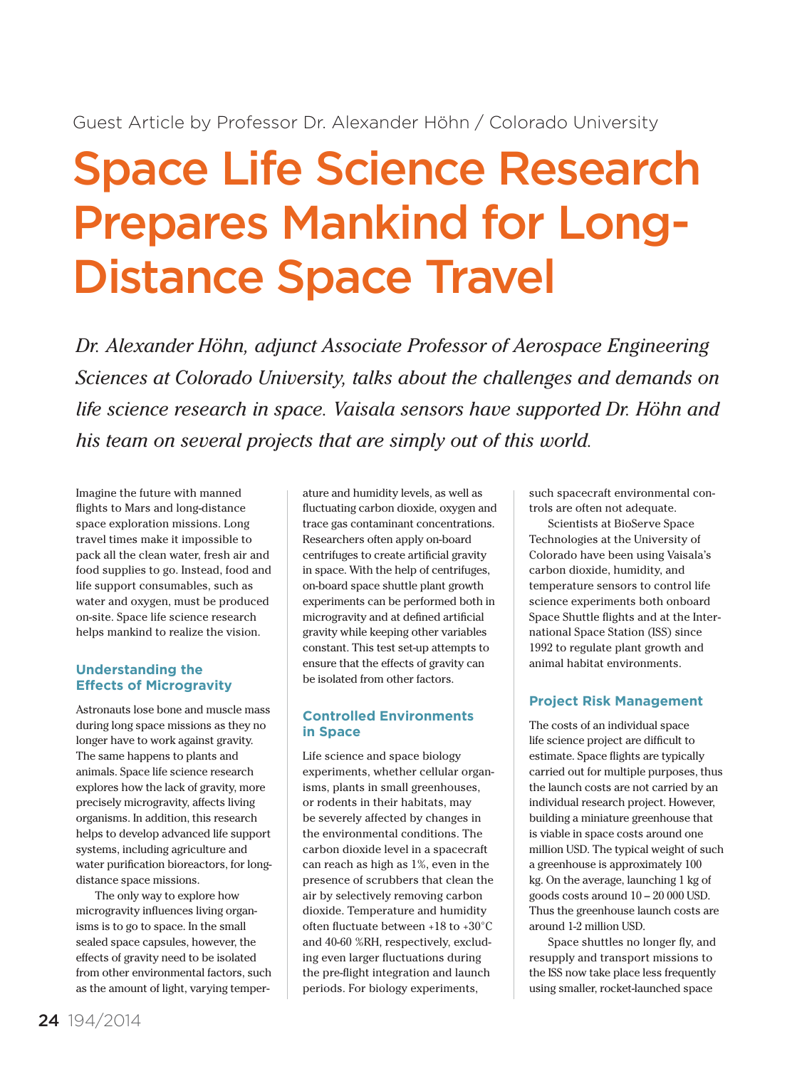Guest Article by Professor Dr. Alexander Höhn / Colorado University

# Space Life Science Research Prepares Mankind for Long-Distance Space Travel

*Dr. Alexander Höhn, adjunct Associate Professor of Aerospace Engineering Sciences at Colorado University, talks about the challenges and demands on life science research in space. Vaisala sensors have supported Dr. Höhn and his team on several projects that are simply out of this world.*

Imagine the future with manned flights to Mars and long-distance space exploration missions. Long travel times make it impossible to pack all the clean water, fresh air and food supplies to go. Instead, food and life support consumables, such as water and oxygen, must be produced on-site. Space life science research helps mankind to realize the vision.

## Understanding the Effects of Microgravity

Astronauts lose bone and muscle mass during long space missions as they no longer have to work against gravity. The same happens to plants and animals. Space life science research explores how the lack of gravity, more precisely microgravity, affects living organisms. In addition, this research helps to develop advanced life support systems, including agriculture and water purification bioreactors, for long-distance space missions.

The only way to explore how microgravity influences living organisms is to go to space. In the small sealed space capsules, however, the effects of gravity need to be isolated from other environmental factors, such as the amount of light, varying temperature and humidity levels, as well as fluctuating carbon dioxide, oxygen and trace gas contaminant concentrations. Researchers often apply on-board centrifuges to create artificial gravity in space. With the help of centrifuges, on-board space shuttle plant growth experiments can be performed both in microgravity and at defined artificial gravity while keeping other variables constant. This test set-up attempts to ensure that the effects of gravity can be isolated from other factors.

## Controlled Environments in Space

Life science and space biology experiments, whether cellular organisms, plants in small greenhouses, or rodents in their habitats, may be severely affected by changes in the environmental conditions. The carbon dioxide level in a spacecraft can reach as high as 1%, even in the presence of scrubbers that clean the air by selectively removing carbon dioxide. Temperature and humidity often fluctuate between +18 to +30°C and 40-60 %RH, respectively, excluding even larger fluctuations during the pre-flight integration and launch periods. For biology experiments, such spacecraft environmental controls are often not adequate.

Scientists at BioServe Space Technologies at the University of Colorado have been using Vaisala's carbon dioxide, humidity, and temperature sensors to control life science experiments both onboard Space Shuttle flights and at the International Space Station (ISS) since 1992 to regulate plant growth and animal habitat environments.

## Project Risk Management

The costs of an individual space life science project are difficult to estimate. Space flights are typically carried out for multiple purposes, thus the launch costs are not carried by an individual research project. However, building a miniature greenhouse that is viable in space costs around one million USD. The typical weight of such a greenhouse is approximately 100 kg. On the average, launching 1 kg of goods costs around 10 – 20 000 USD. Thus the greenhouse launch costs are around 1-2 million USD.

Space shuttles no longer fly, and resupply and transport missions to the ISS now take place less frequently using smaller, rocket-launched space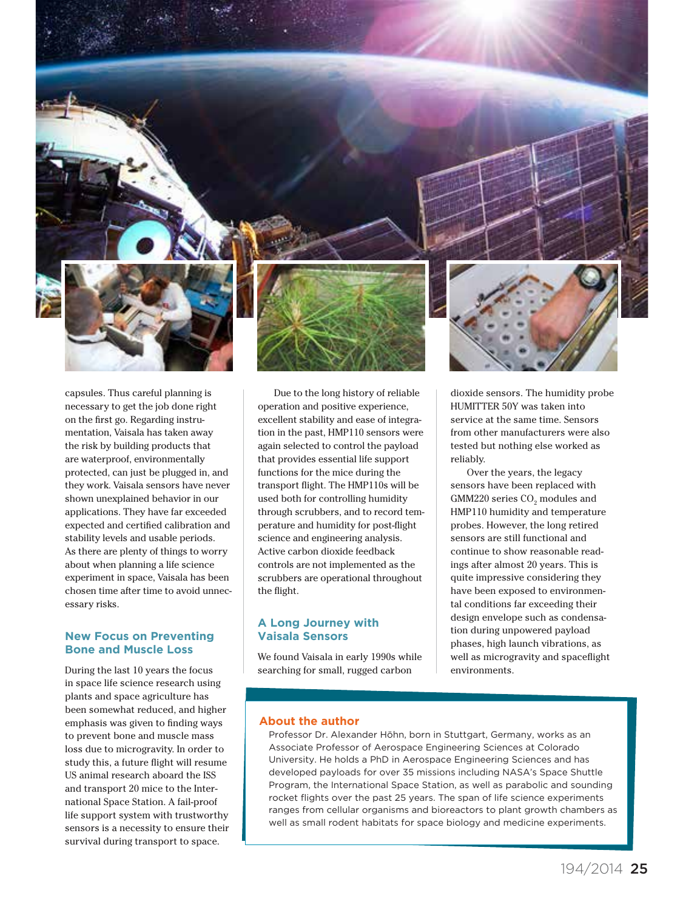capsules. Thus careful planning is necessary to get the job done right on the first go. Regarding instrumentation, Vaisala has taken away the risk by building products that are waterproof, environmentally protected, can just be plugged in, and they work. Vaisala sensors have never shown unexplained behavior in our applications. They have far exceeded expected and certified calibration and stability levels and usable periods. As there are plenty of things to worry about when planning a life science experiment in space, Vaisala has been chosen time after time to avoid unnecessary risks.

## New Focus on Preventing Bone and Muscle Loss

During the last 10 years the focus in space life science research using plants and space agriculture has been somewhat reduced, and higher emphasis was given to finding ways to prevent bone and muscle mass loss due to microgravity. In order to study this, a future flight will resume US animal research aboard the ISS and transport 20 mice to the International Space Station. A fail-proof life support system with trustworthy sensors is a necessity to ensure their survival during transport to space.

Due to the long history of reliable operation and positive experience, excellent stability and ease of integration in the past, HMP110 sensors were again selected to control the payload that provides essential life support functions for the mice during the transport flight. The HMP110s will be used both for controlling humidity through scrubbers, and to record temperature and humidity for post-flight science and engineering analysis. Active carbon dioxide feedback controls are not implemented as the scrubbers are operational throughout the flight.

## A Long Journey with Vaisala Sensors

We found Vaisala in early 1990s while searching for small, rugged carbon dioxide sensors. The humidity probe HUMITTER 50Y was taken into service at the same time. Sensors from other manufacturers were also tested but nothing else worked as reliably.

Over the years, the legacy sensors have been replaced with GMM220 series $CO_2$ modules and HMP110 humidity and temperature probes. However, the long retired sensors are still functional and continue to show reasonable readings after almost 20 years. This is quite impressive considering they have been exposed to environmental conditions far exceeding their design envelope such as condensation during unpowered payload phases, high launch vibrations, as well as microgravity and spaceflight environments.

### About the author

Professor Dr. Alexander Höhn, born in Stuttgart, Germany, works as an Associate Professor of Aerospace Engineering Sciences at Colorado University. He holds a PhD in Aerospace Engineering Sciences and has developed payloads for over 35 missions including NASA's Space Shuttle Program, the International Space Station, as well as parabolic and sounding rocket flights over the past 25 years. The span of life science experiments ranges from cellular organisms and bioreactors to plant growth chambers as well as small rodent habitats for space biology and medicine experiments.